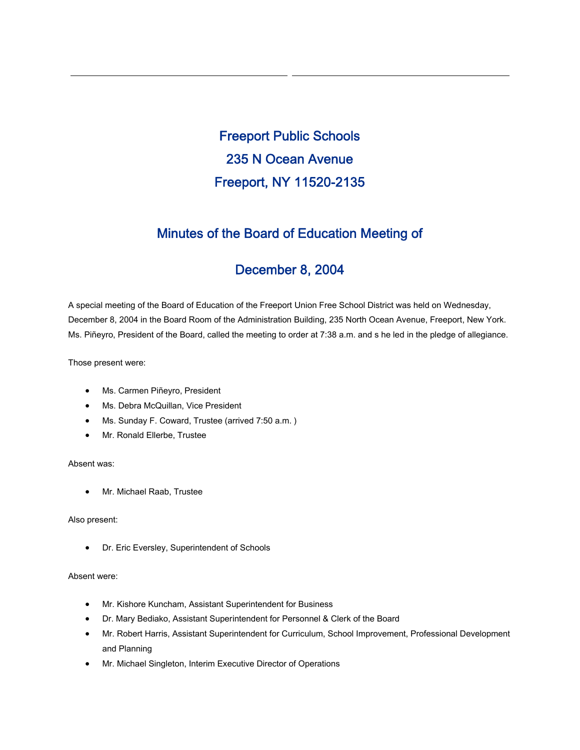# Freeport Public Schools

## 235 N Ocean Avenue

## Freeport, NY 11520-2135

## Minutes of the Board of Education Meeting of

## December 8, 2004

A special meeting of the Board of Education of the Freeport Union Free School District was held on Wednesday, December 8, 2004 in the Board Room of the Administration Building, 235 North Ocean Avenue, Freeport, New York. Ms. Piñeyro, President of the Board, called the meeting to order at 7:38 a.m. and s he led in the pledge of allegiance.

Those present were:

- Ms. Carmen Piñeyro, President
- Ms. Debra McQuillan, Vice President
- Ms. Sunday F. Coward, Trustee (arrived 7:50 a.m. )
- Mr. Ronald Ellerbe, Trustee

Absent was:

- Mr. Michael Raab, Trustee

Also present:

- Dr. Eric Eversley, Superintendent of Schools

Absent were:

- Mr. Kishore Kuncham, Assistant Superintendent for Business
- Dr. Mary Bediako, Assistant Superintendent for Personnel & Clerk of the Board
- Mr. Robert Harris, Assistant Superintendent for Curriculum, School Improvement, Professional Development and Planning
- Mr. Michael Singleton, Interim Executive Director of Operations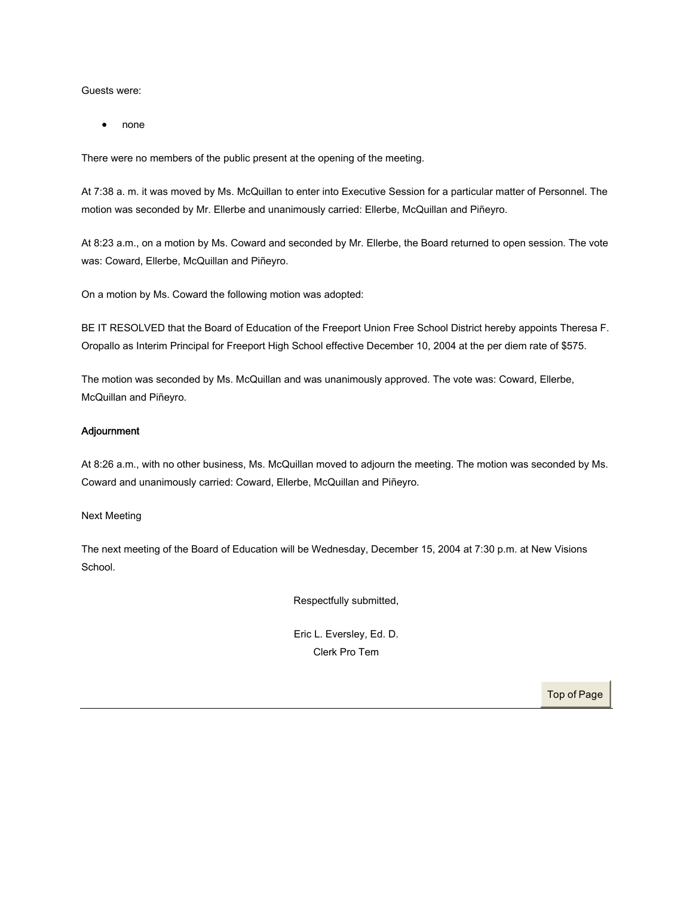Guests were:

- none

There were no members of the public present at the opening of the meeting.

At 7:38 a. m. it was moved by Ms. McQuillan to enter into Executive Session for a particular matter of Personnel. The motion was seconded by Mr. Ellerbe and unanimously carried: Ellerbe, McQuillan and Piñeyro.

At 8:23 a.m., on a motion by Ms. Coward and seconded by Mr. Ellerbe, the Board returned to open session. The vote was: Coward, Ellerbe, McQuillan and Piñeyro.

On a motion by Ms. Coward the following motion was adopted:

BE IT RESOLVED that the Board of Education of the Freeport Union Free School District hereby appoints Theresa F. Oropallo as Interim Principal for Freeport High School effective December 10, 2004 at the per diem rate of $575.

The motion was seconded by Ms. McQuillan and was unanimously approved. The vote was: Coward, Ellerbe, McQuillan and Piñeyro.

**Adjournment**

At 8:26 a.m., with no other business, Ms. McQuillan moved to adjourn the meeting. The motion was seconded by Ms. Coward and unanimously carried: Coward, Ellerbe, McQuillan and Piñeyro.

Next Meeting

The next meeting of the Board of Education will be Wednesday, December 15, 2004 at 7:30 p.m. at New Visions School.

Respectfully submitted,

Eric L. Eversley, Ed. D.
Clerk Pro Tem

Top of Page